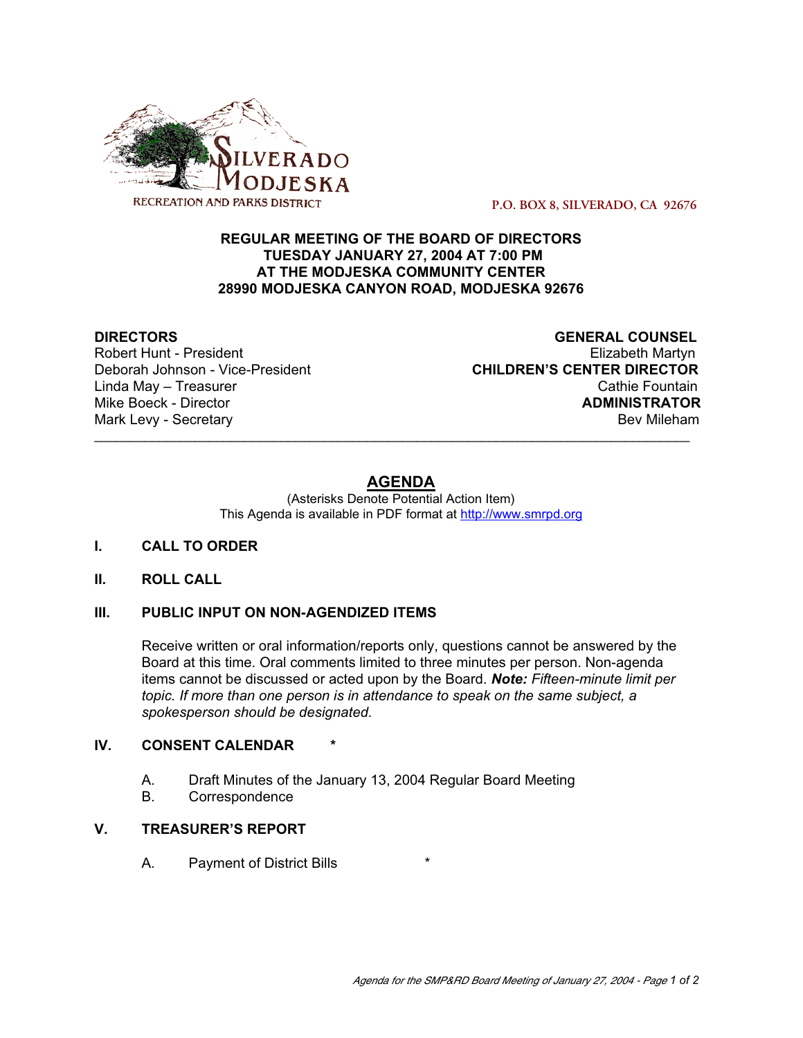SILVERADO MODJESKA RECREATION AND PARKS DISTRICT

P.O. BOX 8, SILVERADO, CA 92676

**REGULAR MEETING OF THE BOARD OF DIRECTORS**
**TUESDAY JANUARY 27, 2004 AT 7:00 PM**
**AT THE MODJESKA COMMUNITY CENTER**
**28990 MODJESKA CANYON ROAD, MODJESKA 92676**

**DIRECTORS**
Robert Hunt - President
Deborah Johnson - Vice-President
Linda May – Treasurer
Mike Boeck - Director
Mark Levy - Secretary

**GENERAL COUNSEL**
Elizabeth Martyn
**CHILDREN'S CENTER DIRECTOR**
Cathie Fountain
**ADMINISTRATOR**
Bev Mileham

---

# AGENDA

(Asterisks Denote Potential Action Item)
This Agenda is available in PDF format at http://www.smrpd.org

**I. CALL TO ORDER**

**II. ROLL CALL**

**III. PUBLIC INPUT ON NON-AGENDIZED ITEMS**

Receive written or oral information/reports only, questions cannot be answered by the Board at this time. Oral comments limited to three minutes per person. Non-agenda items cannot be discussed or acted upon by the Board. ***Note:*** *Fifteen-minute limit per topic. If more than one person is in attendance to speak on the same subject, a spokesperson should be designated.*

**IV. CONSENT CALENDAR** *

A. Draft Minutes of the January 13, 2004 Regular Board Meeting
B. Correspondence

**V. TREASURER'S REPORT**

A. Payment of District Bills *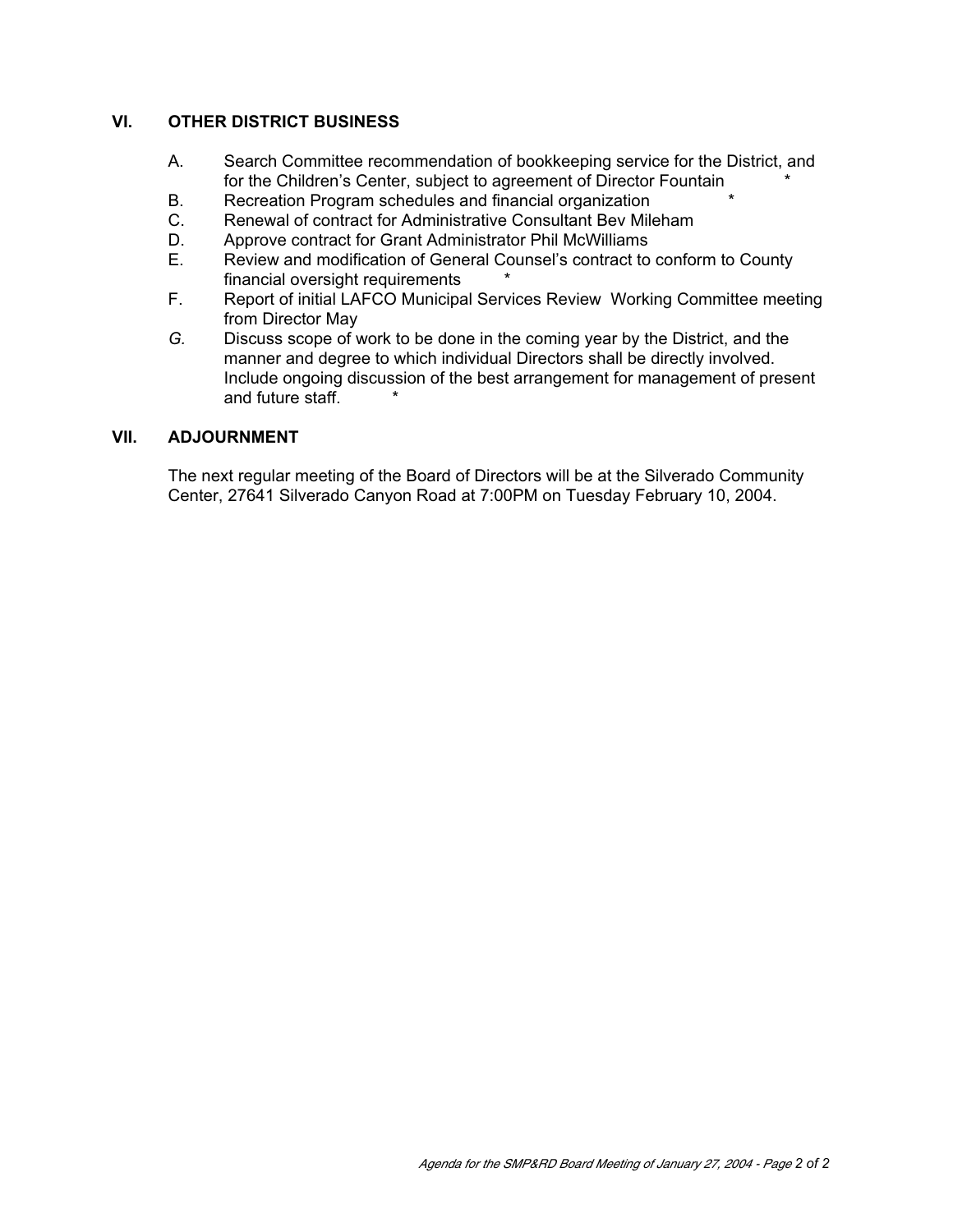## VI. OTHER DISTRICT BUSINESS

A. Search Committee recommendation of bookkeeping service for the District, and for the Children's Center, subject to agreement of Director Fountain *

B. Recreation Program schedules and financial organization *

C. Renewal of contract for Administrative Consultant Bev Mileham

D. Approve contract for Grant Administrator Phil McWilliams

E. Review and modification of General Counsel's contract to conform to County financial oversight requirements *

F. Report of initial LAFCO Municipal Services Review Working Committee meeting from Director May

*G.* Discuss scope of work to be done in the coming year by the District, and the manner and degree to which individual Directors shall be directly involved. Include ongoing discussion of the best arrangement for management of present and future staff. *

## VII. ADJOURNMENT

The next regular meeting of the Board of Directors will be at the Silverado Community Center, 27641 Silverado Canyon Road at 7:00PM on Tuesday February 10, 2004.